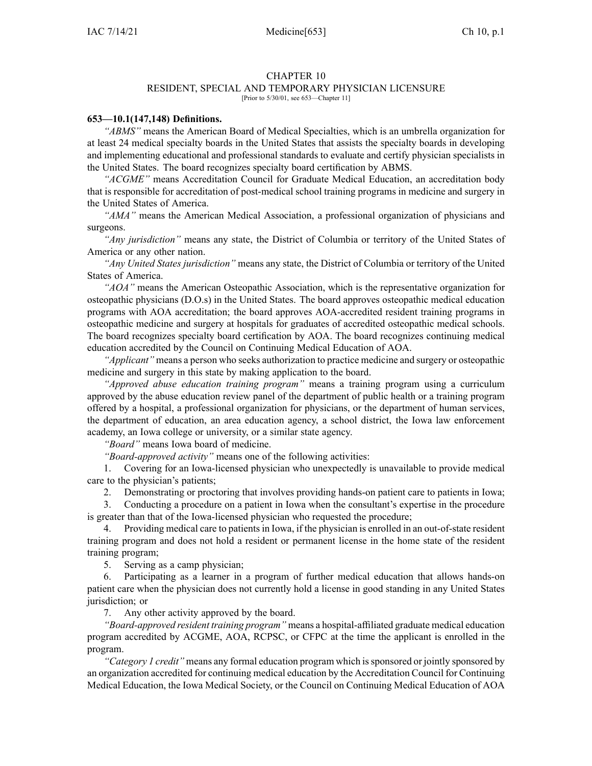# CHAPTER 10
## RESIDENT, SPECIAL AND TEMPORARY PHYSICIAN LICENSURE

[Prior to 5/30/01, see 653—Chapter 11]

**653—10.1(147,148) Definitions.**

*"ABMS"* means the American Board of Medical Specialties, which is an umbrella organization for at least 24 medical specialty boards in the United States that assists the specialty boards in developing and implementing educational and professional standards to evaluate and certify physician specialists in the United States. The board recognizes specialty board certification by ABMS.

*"ACGME"* means Accreditation Council for Graduate Medical Education, an accreditation body that is responsible for accreditation of post-medical school training programs in medicine and surgery in the United States of America.

*"AMA"* means the American Medical Association, a professional organization of physicians and surgeons.

*"Any jurisdiction"* means any state, the District of Columbia or territory of the United States of America or any other nation.

*"Any United States jurisdiction"* means any state, the District of Columbia or territory of the United States of America.

*"AOA"* means the American Osteopathic Association, which is the representative organization for osteopathic physicians (D.O.s) in the United States. The board approves osteopathic medical education programs with AOA accreditation; the board approves AOA-accredited resident training programs in osteopathic medicine and surgery at hospitals for graduates of accredited osteopathic medical schools. The board recognizes specialty board certification by AOA. The board recognizes continuing medical education accredited by the Council on Continuing Medical Education of AOA.

*"Applicant"* means a person who seeks authorization to practice medicine and surgery or osteopathic medicine and surgery in this state by making application to the board.

*"Approved abuse education training program"* means a training program using a curriculum approved by the abuse education review panel of the department of public health or a training program offered by a hospital, a professional organization for physicians, or the department of human services, the department of education, an area education agency, a school district, the Iowa law enforcement academy, an Iowa college or university, or a similar state agency.

*"Board"* means Iowa board of medicine.

*"Board-approved activity"* means one of the following activities:

1. Covering for an Iowa-licensed physician who unexpectedly is unavailable to provide medical care to the physician's patients;
2. Demonstrating or proctoring that involves providing hands-on patient care to patients in Iowa;
3. Conducting a procedure on a patient in Iowa when the consultant's expertise in the procedure is greater than that of the Iowa-licensed physician who requested the procedure;
4. Providing medical care to patients in Iowa, if the physician is enrolled in an out-of-state resident training program and does not hold a resident or permanent license in the home state of the resident training program;
5. Serving as a camp physician;
6. Participating as a learner in a program of further medical education that allows hands-on patient care when the physician does not currently hold a license in good standing in any United States jurisdiction; or
7. Any other activity approved by the board.

*"Board-approved resident training program"* means a hospital-affiliated graduate medical education program accredited by ACGME, AOA, RCPSC, or CFPC at the time the applicant is enrolled in the program.

*"Category 1 credit"* means any formal education program which is sponsored or jointly sponsored by an organization accredited for continuing medical education by the Accreditation Council for Continuing Medical Education, the Iowa Medical Society, or the Council on Continuing Medical Education of AOA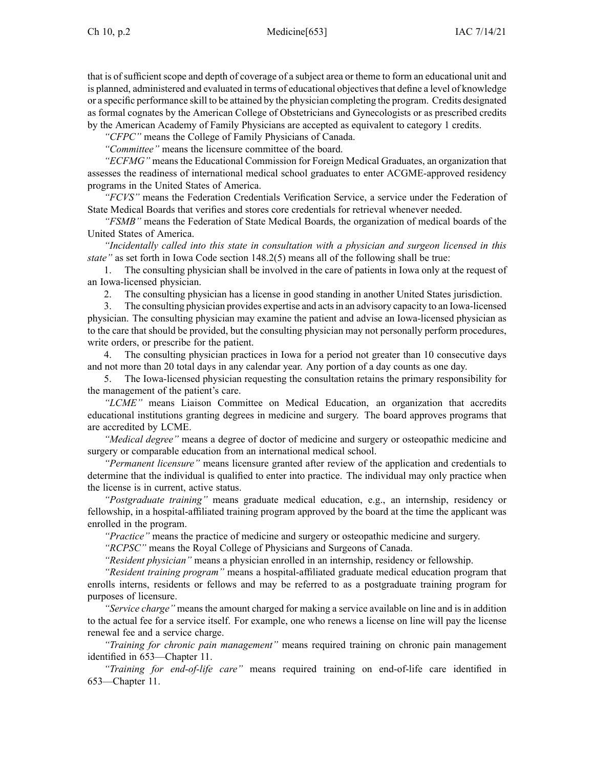that is of sufficient scope and depth of coverage of a subject area or theme to form an educational unit and is planned, administered and evaluated in terms of educational objectives that define a level of knowledge or a specific performance skill to be attained by the physician completing the program. Credits designated as formal cognates by the American College of Obstetricians and Gynecologists or as prescribed credits by the American Academy of Family Physicians are accepted as equivalent to category 1 credits.

*"CFPC"* means the College of Family Physicians of Canada.

*"Committee"* means the licensure committee of the board.

*"ECFMG"* means the Educational Commission for Foreign Medical Graduates, an organization that assesses the readiness of international medical school graduates to enter ACGME-approved residency programs in the United States of America.

*"FCVS"* means the Federation Credentials Verification Service, a service under the Federation of State Medical Boards that verifies and stores core credentials for retrieval whenever needed.

*"FSMB"* means the Federation of State Medical Boards, the organization of medical boards of the United States of America.

*"Incidentally called into this state in consultation with a physician and surgeon licensed in this state"* as set forth in Iowa Code section 148.2(5) means all of the following shall be true:

1. The consulting physician shall be involved in the care of patients in Iowa only at the request of an Iowa-licensed physician.

2. The consulting physician has a license in good standing in another United States jurisdiction.

3. The consulting physician provides expertise and acts in an advisory capacity to an Iowa-licensed physician. The consulting physician may examine the patient and advise an Iowa-licensed physician as to the care that should be provided, but the consulting physician may not personally perform procedures, write orders, or prescribe for the patient.

4. The consulting physician practices in Iowa for a period not greater than 10 consecutive days and not more than 20 total days in any calendar year. Any portion of a day counts as one day.

5. The Iowa-licensed physician requesting the consultation retains the primary responsibility for the management of the patient's care.

*"LCME"* means Liaison Committee on Medical Education, an organization that accredits educational institutions granting degrees in medicine and surgery. The board approves programs that are accredited by LCME.

*"Medical degree"* means a degree of doctor of medicine and surgery or osteopathic medicine and surgery or comparable education from an international medical school.

*"Permanent licensure"* means licensure granted after review of the application and credentials to determine that the individual is qualified to enter into practice. The individual may only practice when the license is in current, active status.

*"Postgraduate training"* means graduate medical education, e.g., an internship, residency or fellowship, in a hospital-affiliated training program approved by the board at the time the applicant was enrolled in the program.

*"Practice"* means the practice of medicine and surgery or osteopathic medicine and surgery.

*"RCPSC"* means the Royal College of Physicians and Surgeons of Canada.

*"Resident physician"* means a physician enrolled in an internship, residency or fellowship.

*"Resident training program"* means a hospital-affiliated graduate medical education program that enrolls interns, residents or fellows and may be referred to as a postgraduate training program for purposes of licensure.

*"Service charge"* means the amount charged for making a service available on line and is in addition to the actual fee for a service itself. For example, one who renews a license on line will pay the license renewal fee and a service charge.

*"Training for chronic pain management"* means required training on chronic pain management identified in 653—Chapter 11.

*"Training for end-of-life care"* means required training on end-of-life care identified in 653—Chapter 11.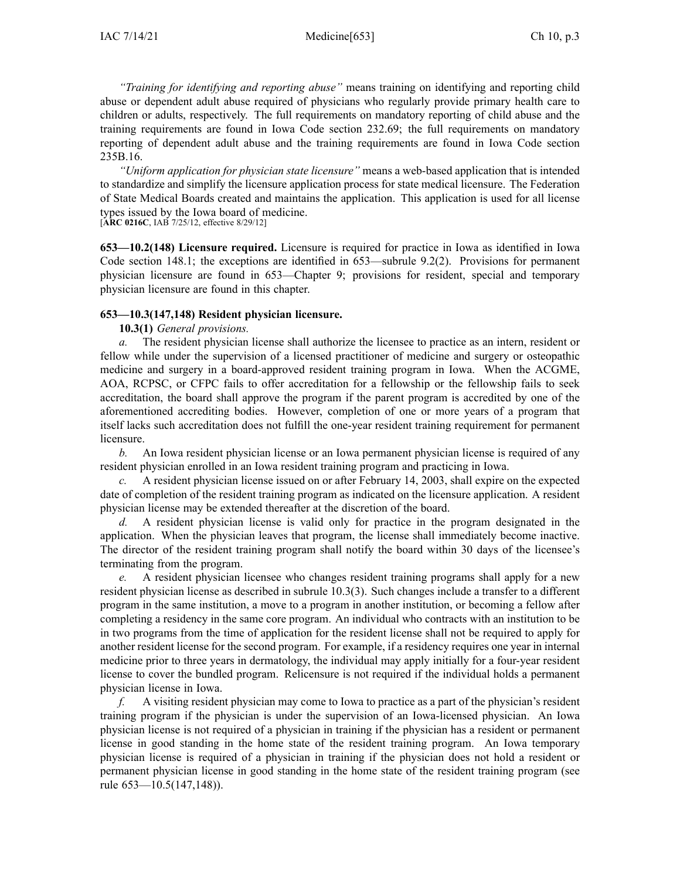*"Training for identifying and reporting abuse"* means training on identifying and reporting child abuse or dependent adult abuse required of physicians who regularly provide primary health care to children or adults, respectively. The full requirements on mandatory reporting of child abuse and the training requirements are found in Iowa Code section 232.69; the full requirements on mandatory reporting of dependent adult abuse and the training requirements are found in Iowa Code section 235B.16.

*"Uniform application for physician state licensure"* means a web-based application that is intended to standardize and simplify the licensure application process for state medical licensure. The Federation of State Medical Boards created and maintains the application. This application is used for all license types issued by the Iowa board of medicine.
[**ARC 0216C**, IAB 7/25/12, effective 8/29/12]

**653—10.2(148) Licensure required.** Licensure is required for practice in Iowa as identified in Iowa Code section 148.1; the exceptions are identified in 653—subrule 9.2(2). Provisions for permanent physician licensure are found in 653—Chapter 9; provisions for resident, special and temporary physician licensure are found in this chapter.

**653—10.3(147,148) Resident physician licensure.**

**10.3(1)** *General provisions.*

*a.* The resident physician license shall authorize the licensee to practice as an intern, resident or fellow while under the supervision of a licensed practitioner of medicine and surgery or osteopathic medicine and surgery in a board-approved resident training program in Iowa. When the ACGME, AOA, RCPSC, or CFPC fails to offer accreditation for a fellowship or the fellowship fails to seek accreditation, the board shall approve the program if the parent program is accredited by one of the aforementioned accrediting bodies. However, completion of one or more years of a program that itself lacks such accreditation does not fulfill the one-year resident training requirement for permanent licensure.

*b.* An Iowa resident physician license or an Iowa permanent physician license is required of any resident physician enrolled in an Iowa resident training program and practicing in Iowa.

*c.* A resident physician license issued on or after February 14, 2003, shall expire on the expected date of completion of the resident training program as indicated on the licensure application. A resident physician license may be extended thereafter at the discretion of the board.

*d.* A resident physician license is valid only for practice in the program designated in the application. When the physician leaves that program, the license shall immediately become inactive. The director of the resident training program shall notify the board within 30 days of the licensee's terminating from the program.

*e.* A resident physician licensee who changes resident training programs shall apply for a new resident physician license as described in subrule 10.3(3). Such changes include a transfer to a different program in the same institution, a move to a program in another institution, or becoming a fellow after completing a residency in the same core program. An individual who contracts with an institution to be in two programs from the time of application for the resident license shall not be required to apply for another resident license for the second program. For example, if a residency requires one year in internal medicine prior to three years in dermatology, the individual may apply initially for a four-year resident license to cover the bundled program. Relicensure is not required if the individual holds a permanent physician license in Iowa.

*f.* A visiting resident physician may come to Iowa to practice as a part of the physician's resident training program if the physician is under the supervision of an Iowa-licensed physician. An Iowa physician license is not required of a physician in training if the physician has a resident or permanent license in good standing in the home state of the resident training program. An Iowa temporary physician license is required of a physician in training if the physician does not hold a resident or permanent physician license in good standing in the home state of the resident training program (see rule 653—10.5(147,148)).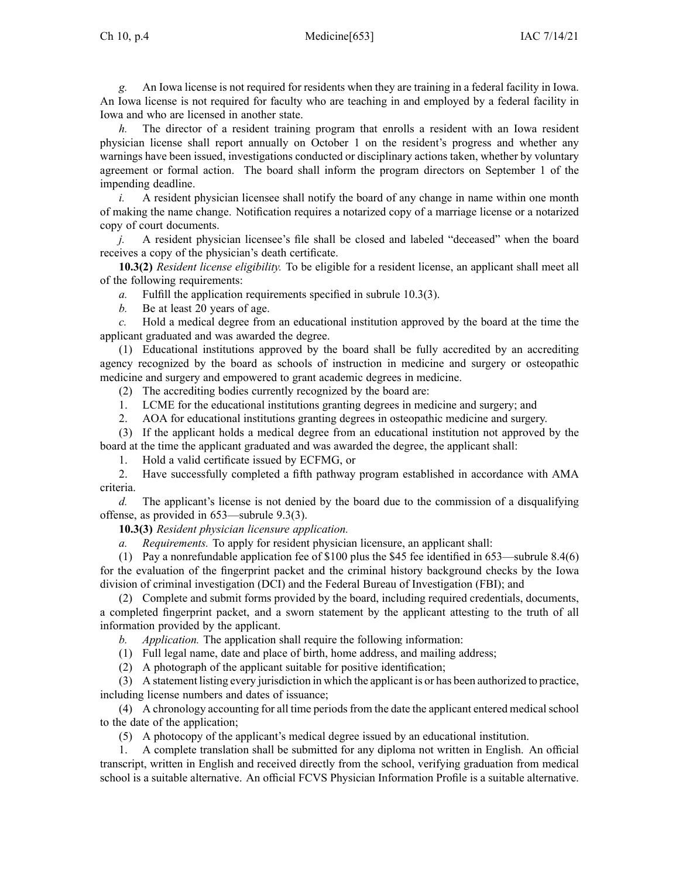*g.* An Iowa license is not required for residents when they are training in a federal facility in Iowa. An Iowa license is not required for faculty who are teaching in and employed by a federal facility in Iowa and who are licensed in another state.

*h.* The director of a resident training program that enrolls a resident with an Iowa resident physician license shall report annually on October 1 on the resident's progress and whether any warnings have been issued, investigations conducted or disciplinary actions taken, whether by voluntary agreement or formal action. The board shall inform the program directors on September 1 of the impending deadline.

*i.* A resident physician licensee shall notify the board of any change in name within one month of making the name change. Notification requires a notarized copy of a marriage license or a notarized copy of court documents.

*j.* A resident physician licensee's file shall be closed and labeled "deceased" when the board receives a copy of the physician's death certificate.

**10.3(2)** *Resident license eligibility.* To be eligible for a resident license, an applicant shall meet all of the following requirements:

*a.* Fulfill the application requirements specified in subrule 10.3(3).

*b.* Be at least 20 years of age.

*c.* Hold a medical degree from an educational institution approved by the board at the time the applicant graduated and was awarded the degree.

(1) Educational institutions approved by the board shall be fully accredited by an accrediting agency recognized by the board as schools of instruction in medicine and surgery or osteopathic medicine and surgery and empowered to grant academic degrees in medicine.

(2) The accrediting bodies currently recognized by the board are:

1. LCME for the educational institutions granting degrees in medicine and surgery; and
2. AOA for educational institutions granting degrees in osteopathic medicine and surgery.

(3) If the applicant holds a medical degree from an educational institution not approved by the board at the time the applicant graduated and was awarded the degree, the applicant shall:

1. Hold a valid certificate issued by ECFMG, or
2. Have successfully completed a fifth pathway program established in accordance with AMA criteria.

*d.* The applicant's license is not denied by the board due to the commission of a disqualifying offense, as provided in 653—subrule 9.3(3).

**10.3(3)** *Resident physician licensure application.*

*a.* *Requirements.* To apply for resident physician licensure, an applicant shall:

(1) Pay a nonrefundable application fee of $100 plus the $45 fee identified in 653—subrule 8.4(6) for the evaluation of the fingerprint packet and the criminal history background checks by the Iowa division of criminal investigation (DCI) and the Federal Bureau of Investigation (FBI); and

(2) Complete and submit forms provided by the board, including required credentials, documents, a completed fingerprint packet, and a sworn statement by the applicant attesting to the truth of all information provided by the applicant.

*b.* *Application.* The application shall require the following information:

(1) Full legal name, date and place of birth, home address, and mailing address;

(2) A photograph of the applicant suitable for positive identification;

(3) A statement listing every jurisdiction in which the applicant is or has been authorized to practice, including license numbers and dates of issuance;

(4) A chronology accounting for all time periods from the date the applicant entered medical school to the date of the application;

(5) A photocopy of the applicant's medical degree issued by an educational institution.

1. A complete translation shall be submitted for any diploma not written in English. An official transcript, written in English and received directly from the school, verifying graduation from medical school is a suitable alternative. An official FCVS Physician Information Profile is a suitable alternative.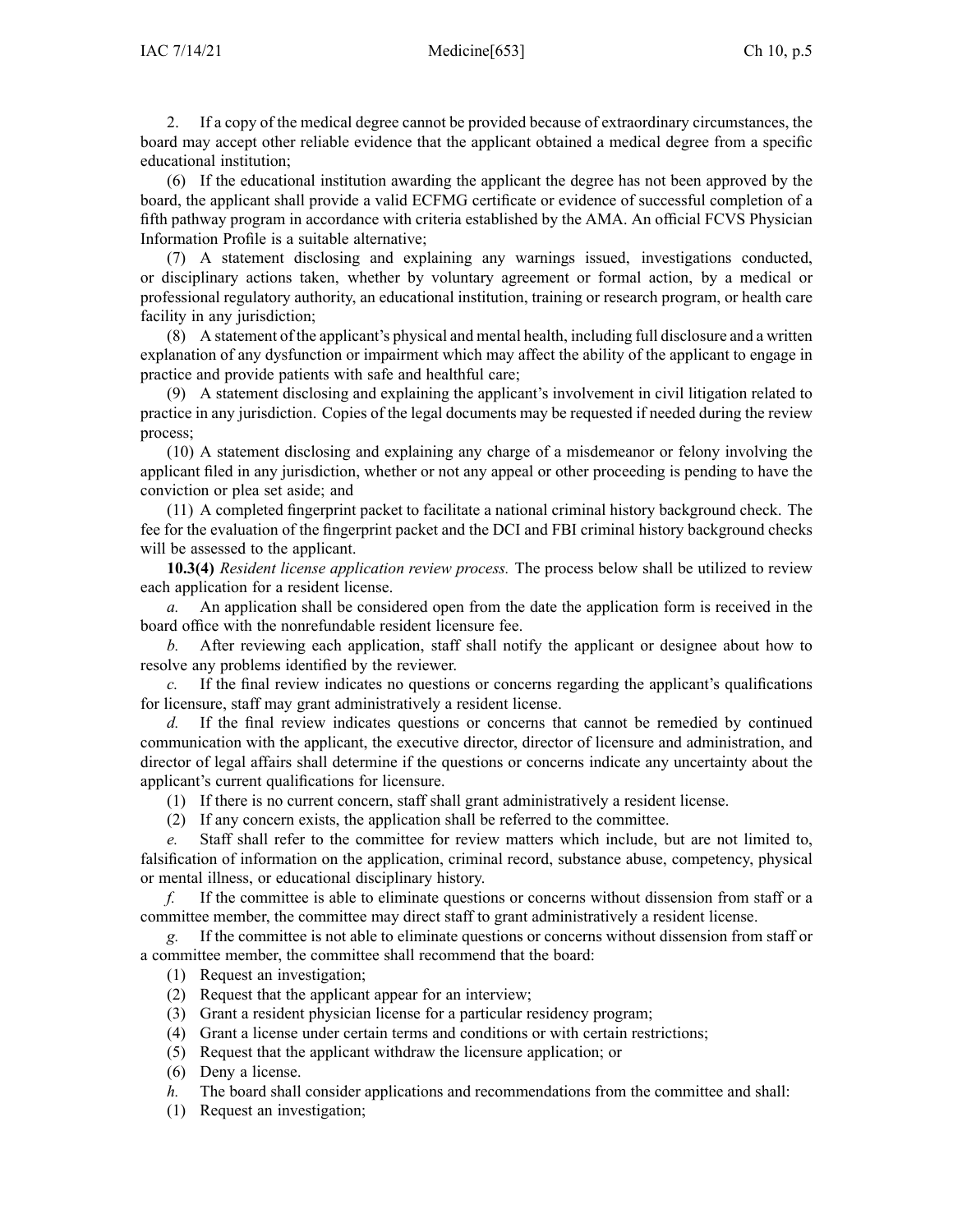2. If a copy of the medical degree cannot be provided because of extraordinary circumstances, the board may accept other reliable evidence that the applicant obtained a medical degree from a specific educational institution;

(6) If the educational institution awarding the applicant the degree has not been approved by the board, the applicant shall provide a valid ECFMG certificate or evidence of successful completion of a fifth pathway program in accordance with criteria established by the AMA. An official FCVS Physician Information Profile is a suitable alternative;

(7) A statement disclosing and explaining any warnings issued, investigations conducted, or disciplinary actions taken, whether by voluntary agreement or formal action, by a medical or professional regulatory authority, an educational institution, training or research program, or health care facility in any jurisdiction;

(8) A statement of the applicant's physical and mental health, including full disclosure and a written explanation of any dysfunction or impairment which may affect the ability of the applicant to engage in practice and provide patients with safe and healthful care;

(9) A statement disclosing and explaining the applicant's involvement in civil litigation related to practice in any jurisdiction. Copies of the legal documents may be requested if needed during the review process;

(10) A statement disclosing and explaining any charge of a misdemeanor or felony involving the applicant filed in any jurisdiction, whether or not any appeal or other proceeding is pending to have the conviction or plea set aside; and

(11) A completed fingerprint packet to facilitate a national criminal history background check. The fee for the evaluation of the fingerprint packet and the DCI and FBI criminal history background checks will be assessed to the applicant.

**10.3(4)** *Resident license application review process.* The process below shall be utilized to review each application for a resident license.

*a.* An application shall be considered open from the date the application form is received in the board office with the nonrefundable resident licensure fee.

*b.* After reviewing each application, staff shall notify the applicant or designee about how to resolve any problems identified by the reviewer.

*c.* If the final review indicates no questions or concerns regarding the applicant's qualifications for licensure, staff may grant administratively a resident license.

*d.* If the final review indicates questions or concerns that cannot be remedied by continued communication with the applicant, the executive director, director of licensure and administration, and director of legal affairs shall determine if the questions or concerns indicate any uncertainty about the applicant's current qualifications for licensure.

(1) If there is no current concern, staff shall grant administratively a resident license.

(2) If any concern exists, the application shall be referred to the committee.

*e.* Staff shall refer to the committee for review matters which include, but are not limited to, falsification of information on the application, criminal record, substance abuse, competency, physical or mental illness, or educational disciplinary history.

*f.* If the committee is able to eliminate questions or concerns without dissension from staff or a committee member, the committee may direct staff to grant administratively a resident license.

*g.* If the committee is not able to eliminate questions or concerns without dissension from staff or a committee member, the committee shall recommend that the board:

(1) Request an investigation;

(2) Request that the applicant appear for an interview;

(3) Grant a resident physician license for a particular residency program;

(4) Grant a license under certain terms and conditions or with certain restrictions;

(5) Request that the applicant withdraw the licensure application; or

(6) Deny a license.

*h.* The board shall consider applications and recommendations from the committee and shall:

(1) Request an investigation;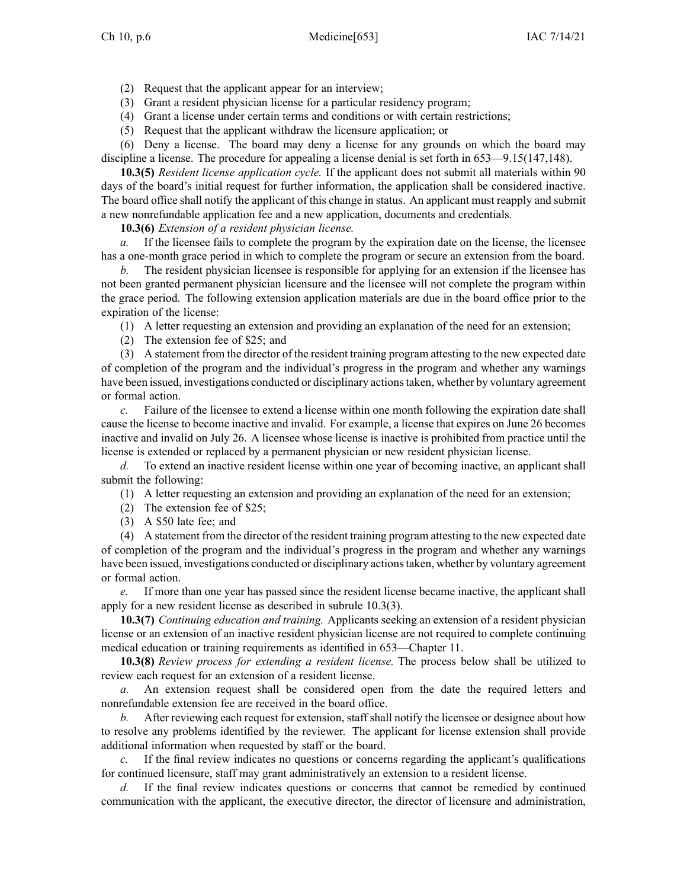(2) Request that the applicant appear for an interview;

(3) Grant a resident physician license for a particular residency program;

(4) Grant a license under certain terms and conditions or with certain restrictions;

(5) Request that the applicant withdraw the licensure application; or

(6) Deny a license. The board may deny a license for any grounds on which the board may discipline a license. The procedure for appealing a license denial is set forth in 653—9.15(147,148).

**10.3(5)** *Resident license application cycle.* If the applicant does not submit all materials within 90 days of the board's initial request for further information, the application shall be considered inactive. The board office shall notify the applicant of this change in status. An applicant must reapply and submit a new nonrefundable application fee and a new application, documents and credentials.

**10.3(6)** *Extension of a resident physician license.*

*a.* If the licensee fails to complete the program by the expiration date on the license, the licensee has a one-month grace period in which to complete the program or secure an extension from the board.

*b.* The resident physician licensee is responsible for applying for an extension if the licensee has not been granted permanent physician licensure and the licensee will not complete the program within the grace period. The following extension application materials are due in the board office prior to the expiration of the license:

(1) A letter requesting an extension and providing an explanation of the need for an extension;

(2) The extension fee of $25; and

(3) A statement from the director of the resident training program attesting to the new expected date of completion of the program and the individual's progress in the program and whether any warnings have been issued, investigations conducted or disciplinary actions taken, whether by voluntary agreement or formal action.

*c.* Failure of the licensee to extend a license within one month following the expiration date shall cause the license to become inactive and invalid. For example, a license that expires on June 26 becomes inactive and invalid on July 26. A licensee whose license is inactive is prohibited from practice until the license is extended or replaced by a permanent physician or new resident physician license.

*d.* To extend an inactive resident license within one year of becoming inactive, an applicant shall submit the following:

(1) A letter requesting an extension and providing an explanation of the need for an extension;

(2) The extension fee of $25;

(3) A $50 late fee; and

(4) A statement from the director of the resident training program attesting to the new expected date of completion of the program and the individual's progress in the program and whether any warnings have been issued, investigations conducted or disciplinary actions taken, whether by voluntary agreement or formal action.

*e.* If more than one year has passed since the resident license became inactive, the applicant shall apply for a new resident license as described in subrule 10.3(3).

**10.3(7)** *Continuing education and training.* Applicants seeking an extension of a resident physician license or an extension of an inactive resident physician license are not required to complete continuing medical education or training requirements as identified in 653—Chapter 11.

**10.3(8)** *Review process for extending a resident license.* The process below shall be utilized to review each request for an extension of a resident license.

*a.* An extension request shall be considered open from the date the required letters and nonrefundable extension fee are received in the board office.

*b.* After reviewing each request for extension, staff shall notify the licensee or designee about how to resolve any problems identified by the reviewer. The applicant for license extension shall provide additional information when requested by staff or the board.

*c.* If the final review indicates no questions or concerns regarding the applicant's qualifications for continued licensure, staff may grant administratively an extension to a resident license.

*d.* If the final review indicates questions or concerns that cannot be remedied by continued communication with the applicant, the executive director, the director of licensure and administration,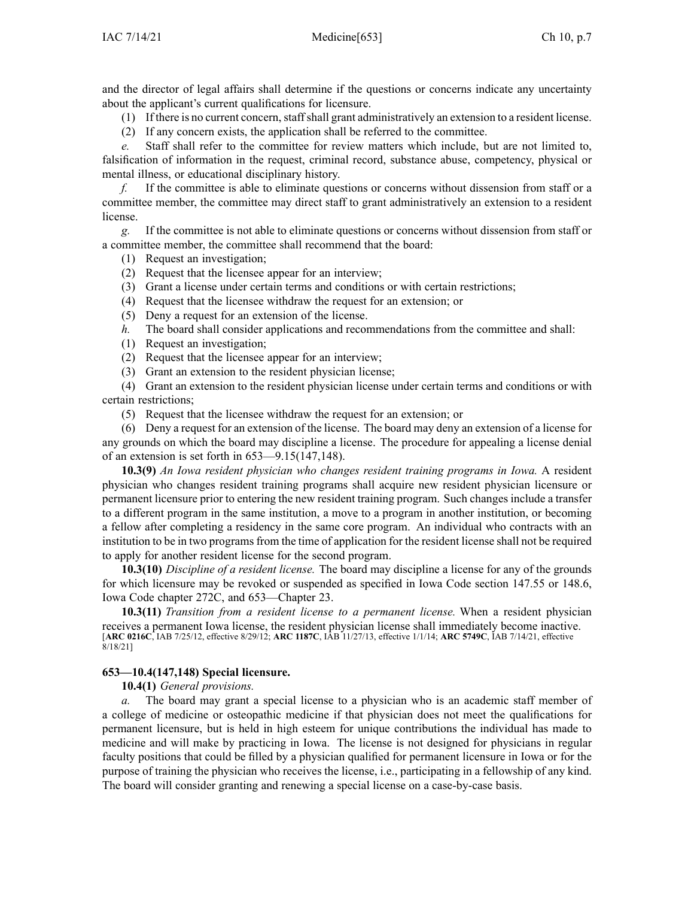and the director of legal affairs shall determine if the questions or concerns indicate any uncertainty about the applicant's current qualifications for licensure.

(1) If there is no current concern, staff shall grant administratively an extension to a resident license.

(2) If any concern exists, the application shall be referred to the committee.

*e.* Staff shall refer to the committee for review matters which include, but are not limited to, falsification of information in the request, criminal record, substance abuse, competency, physical or mental illness, or educational disciplinary history.

*f.* If the committee is able to eliminate questions or concerns without dissension from staff or a committee member, the committee may direct staff to grant administratively an extension to a resident license.

*g.* If the committee is not able to eliminate questions or concerns without dissension from staff or a committee member, the committee shall recommend that the board:

(1) Request an investigation;

(2) Request that the licensee appear for an interview;

(3) Grant a license under certain terms and conditions or with certain restrictions;

(4) Request that the licensee withdraw the request for an extension; or

(5) Deny a request for an extension of the license.

*h.* The board shall consider applications and recommendations from the committee and shall:

(1) Request an investigation;

(2) Request that the licensee appear for an interview;

(3) Grant an extension to the resident physician license;

(4) Grant an extension to the resident physician license under certain terms and conditions or with certain restrictions;

(5) Request that the licensee withdraw the request for an extension; or

(6) Deny a request for an extension of the license. The board may deny an extension of a license for any grounds on which the board may discipline a license. The procedure for appealing a license denial of an extension is set forth in 653—9.15(147,148).

**10.3(9)** *An Iowa resident physician who changes resident training programs in Iowa.* A resident physician who changes resident training programs shall acquire new resident physician licensure or permanent licensure prior to entering the new resident training program. Such changes include a transfer to a different program in the same institution, a move to a program in another institution, or becoming a fellow after completing a residency in the same core program. An individual who contracts with an institution to be in two programs from the time of application for the resident license shall not be required to apply for another resident license for the second program.

**10.3(10)** *Discipline of a resident license.* The board may discipline a license for any of the grounds for which licensure may be revoked or suspended as specified in Iowa Code section 147.55 or 148.6, Iowa Code chapter 272C, and 653—Chapter 23.

**10.3(11)** *Transition from a resident license to a permanent license.* When a resident physician receives a permanent Iowa license, the resident physician license shall immediately become inactive.
[**ARC 0216C**, IAB 7/25/12, effective 8/29/12; **ARC 1187C**, IAB 11/27/13, effective 1/1/14; **ARC 5749C**, IAB 7/14/21, effective 8/18/21]

**653—10.4(147,148) Special licensure.**

**10.4(1)** *General provisions.*

*a.* The board may grant a special license to a physician who is an academic staff member of a college of medicine or osteopathic medicine if that physician does not meet the qualifications for permanent licensure, but is held in high esteem for unique contributions the individual has made to medicine and will make by practicing in Iowa. The license is not designed for physicians in regular faculty positions that could be filled by a physician qualified for permanent licensure in Iowa or for the purpose of training the physician who receives the license, i.e., participating in a fellowship of any kind. The board will consider granting and renewing a special license on a case-by-case basis.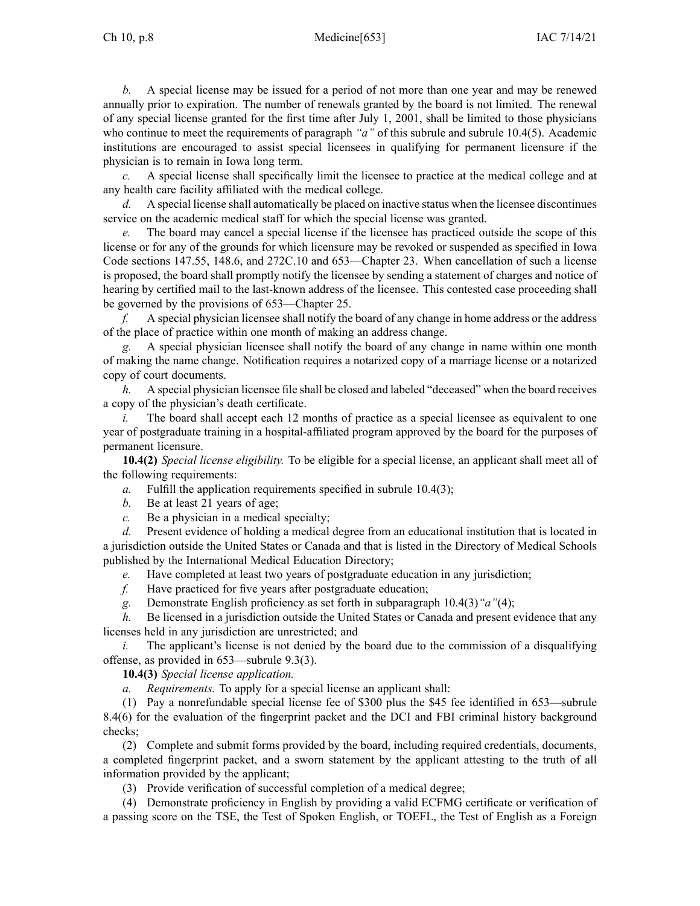*b.* A special license may be issued for a period of not more than one year and may be renewed annually prior to expiration. The number of renewals granted by the board is not limited. The renewal of any special license granted for the first time after July 1, 2001, shall be limited to those physicians who continue to meet the requirements of paragraph *"a"* of this subrule and subrule 10.4(5). Academic institutions are encouraged to assist special licensees in qualifying for permanent licensure if the physician is to remain in Iowa long term.

*c.* A special license shall specifically limit the licensee to practice at the medical college and at any health care facility affiliated with the medical college.

*d.* A special license shall automatically be placed on inactive status when the licensee discontinues service on the academic medical staff for which the special license was granted.

*e.* The board may cancel a special license if the licensee has practiced outside the scope of this license or for any of the grounds for which licensure may be revoked or suspended as specified in Iowa Code sections 147.55, 148.6, and 272C.10 and 653—Chapter 23. When cancellation of such a license is proposed, the board shall promptly notify the licensee by sending a statement of charges and notice of hearing by certified mail to the last-known address of the licensee. This contested case proceeding shall be governed by the provisions of 653—Chapter 25.

*f.* A special physician licensee shall notify the board of any change in home address or the address of the place of practice within one month of making an address change.

*g.* A special physician licensee shall notify the board of any change in name within one month of making the name change. Notification requires a notarized copy of a marriage license or a notarized copy of court documents.

*h.* A special physician licensee file shall be closed and labeled "deceased" when the board receives a copy of the physician's death certificate.

*i.* The board shall accept each 12 months of practice as a special licensee as equivalent to one year of postgraduate training in a hospital-affiliated program approved by the board for the purposes of permanent licensure.

**10.4(2)** *Special license eligibility.* To be eligible for a special license, an applicant shall meet all of the following requirements:

*a.* Fulfill the application requirements specified in subrule 10.4(3);

*b.* Be at least 21 years of age;

*c.* Be a physician in a medical specialty;

*d.* Present evidence of holding a medical degree from an educational institution that is located in a jurisdiction outside the United States or Canada and that is listed in the Directory of Medical Schools published by the International Medical Education Directory;

*e.* Have completed at least two years of postgraduate education in any jurisdiction;

*f.* Have practiced for five years after postgraduate education;

*g.* Demonstrate English proficiency as set forth in subparagraph 10.4(3)*"a"*(4);

*h.* Be licensed in a jurisdiction outside the United States or Canada and present evidence that any licenses held in any jurisdiction are unrestricted; and

*i.* The applicant's license is not denied by the board due to the commission of a disqualifying offense, as provided in 653—subrule 9.3(3).

**10.4(3)** *Special license application.*

*a. Requirements.* To apply for a special license an applicant shall:

(1) Pay a nonrefundable special license fee of $300 plus the $45 fee identified in 653—subrule 8.4(6) for the evaluation of the fingerprint packet and the DCI and FBI criminal history background checks;

(2) Complete and submit forms provided by the board, including required credentials, documents, a completed fingerprint packet, and a sworn statement by the applicant attesting to the truth of all information provided by the applicant;

(3) Provide verification of successful completion of a medical degree;

(4) Demonstrate proficiency in English by providing a valid ECFMG certificate or verification of a passing score on the TSE, the Test of Spoken English, or TOEFL, the Test of English as a Foreign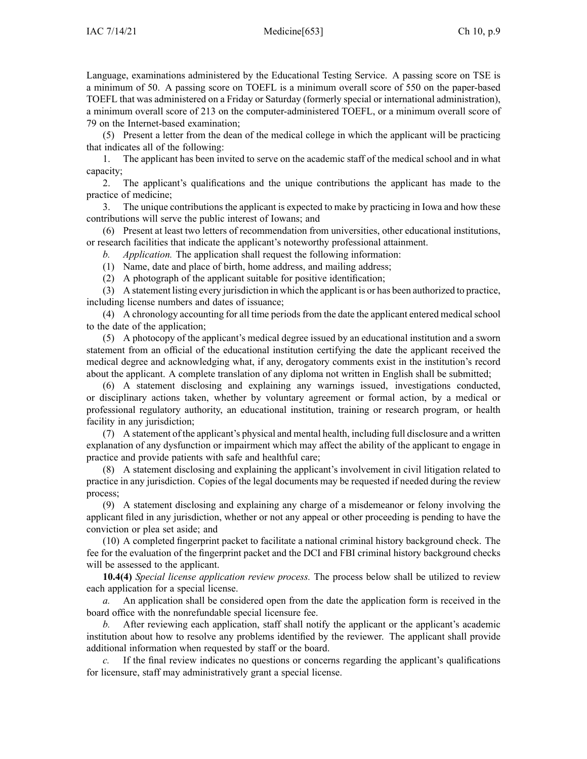Language, examinations administered by the Educational Testing Service. A passing score on TSE is a minimum of 50. A passing score on TOEFL is a minimum overall score of 550 on the paper-based TOEFL that was administered on a Friday or Saturday (formerly special or international administration), a minimum overall score of 213 on the computer-administered TOEFL, or a minimum overall score of 79 on the Internet-based examination;

(5) Present a letter from the dean of the medical college in which the applicant will be practicing that indicates all of the following:

1. The applicant has been invited to serve on the academic staff of the medical school and in what capacity;

2. The applicant's qualifications and the unique contributions the applicant has made to the practice of medicine;

3. The unique contributions the applicant is expected to make by practicing in Iowa and how these contributions will serve the public interest of Iowans; and

(6) Present at least two letters of recommendation from universities, other educational institutions, or research facilities that indicate the applicant's noteworthy professional attainment.

*b. Application.* The application shall request the following information:

(1) Name, date and place of birth, home address, and mailing address;

(2) A photograph of the applicant suitable for positive identification;

(3) A statement listing every jurisdiction in which the applicant is or has been authorized to practice, including license numbers and dates of issuance;

(4) A chronology accounting for all time periods from the date the applicant entered medical school to the date of the application;

(5) A photocopy of the applicant's medical degree issued by an educational institution and a sworn statement from an official of the educational institution certifying the date the applicant received the medical degree and acknowledging what, if any, derogatory comments exist in the institution's record about the applicant. A complete translation of any diploma not written in English shall be submitted;

(6) A statement disclosing and explaining any warnings issued, investigations conducted, or disciplinary actions taken, whether by voluntary agreement or formal action, by a medical or professional regulatory authority, an educational institution, training or research program, or health facility in any jurisdiction;

(7) A statement of the applicant's physical and mental health, including full disclosure and a written explanation of any dysfunction or impairment which may affect the ability of the applicant to engage in practice and provide patients with safe and healthful care;

(8) A statement disclosing and explaining the applicant's involvement in civil litigation related to practice in any jurisdiction. Copies of the legal documents may be requested if needed during the review process;

(9) A statement disclosing and explaining any charge of a misdemeanor or felony involving the applicant filed in any jurisdiction, whether or not any appeal or other proceeding is pending to have the conviction or plea set aside; and

(10) A completed fingerprint packet to facilitate a national criminal history background check. The fee for the evaluation of the fingerprint packet and the DCI and FBI criminal history background checks will be assessed to the applicant.

**10.4(4)** *Special license application review process.* The process below shall be utilized to review each application for a special license.

*a.* An application shall be considered open from the date the application form is received in the board office with the nonrefundable special licensure fee.

*b.* After reviewing each application, staff shall notify the applicant or the applicant's academic institution about how to resolve any problems identified by the reviewer. The applicant shall provide additional information when requested by staff or the board.

*c.* If the final review indicates no questions or concerns regarding the applicant's qualifications for licensure, staff may administratively grant a special license.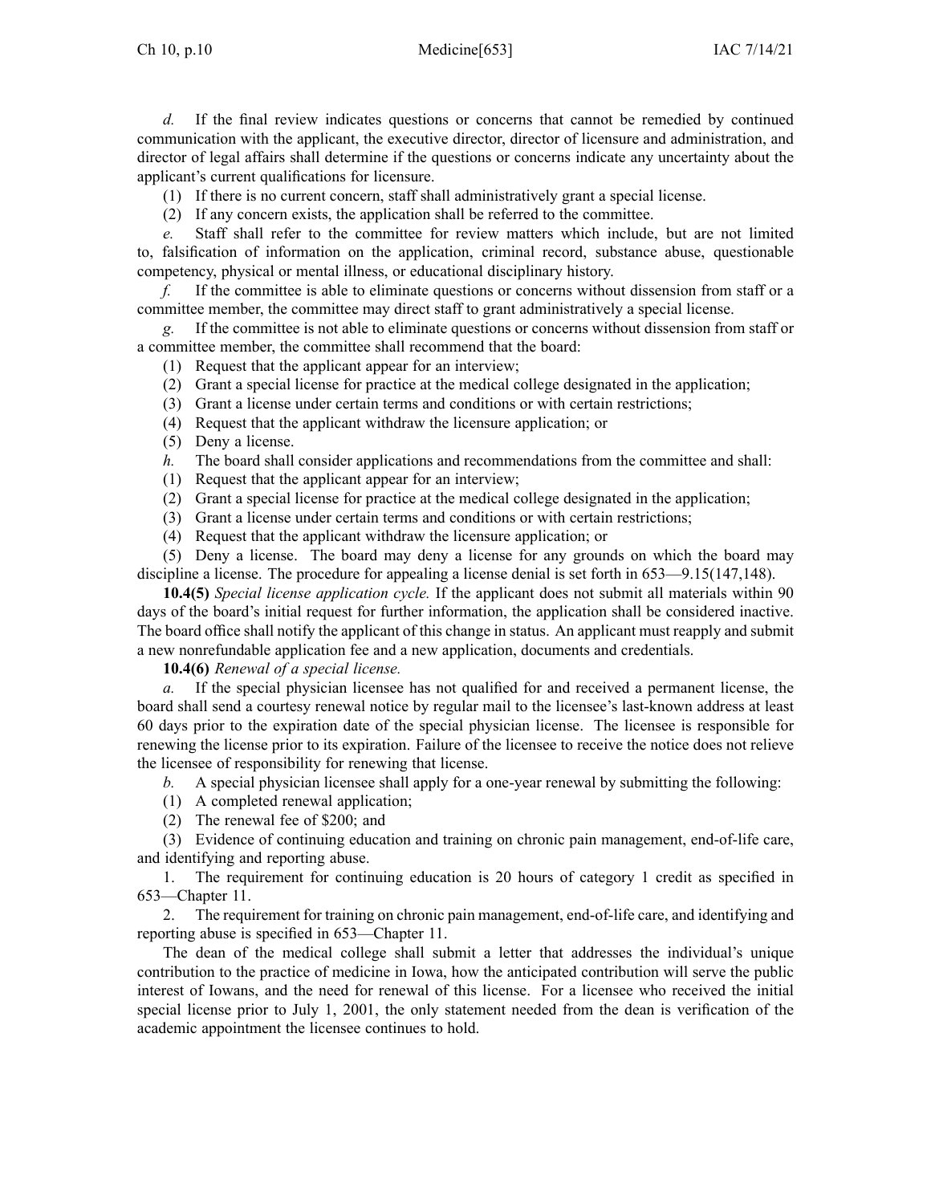*d.* If the final review indicates questions or concerns that cannot be remedied by continued communication with the applicant, the executive director, director of licensure and administration, and director of legal affairs shall determine if the questions or concerns indicate any uncertainty about the applicant's current qualifications for licensure.

(1) If there is no current concern, staff shall administratively grant a special license.

(2) If any concern exists, the application shall be referred to the committee.

*e.* Staff shall refer to the committee for review matters which include, but are not limited to, falsification of information on the application, criminal record, substance abuse, questionable competency, physical or mental illness, or educational disciplinary history.

*f.* If the committee is able to eliminate questions or concerns without dissension from staff or a committee member, the committee may direct staff to grant administratively a special license.

*g.* If the committee is not able to eliminate questions or concerns without dissension from staff or a committee member, the committee shall recommend that the board:

(1) Request that the applicant appear for an interview;

(2) Grant a special license for practice at the medical college designated in the application;

(3) Grant a license under certain terms and conditions or with certain restrictions;

(4) Request that the applicant withdraw the licensure application; or

(5) Deny a license.

*h.* The board shall consider applications and recommendations from the committee and shall:

(1) Request that the applicant appear for an interview;

(2) Grant a special license for practice at the medical college designated in the application;

(3) Grant a license under certain terms and conditions or with certain restrictions;

(4) Request that the applicant withdraw the licensure application; or

(5) Deny a license. The board may deny a license for any grounds on which the board may discipline a license. The procedure for appealing a license denial is set forth in 653—9.15(147,148).

**10.4(5)** *Special license application cycle.* If the applicant does not submit all materials within 90 days of the board's initial request for further information, the application shall be considered inactive. The board office shall notify the applicant of this change in status. An applicant must reapply and submit a new nonrefundable application fee and a new application, documents and credentials.

**10.4(6)** *Renewal of a special license.*

*a.* If the special physician licensee has not qualified for and received a permanent license, the board shall send a courtesy renewal notice by regular mail to the licensee's last-known address at least 60 days prior to the expiration date of the special physician license. The licensee is responsible for renewing the license prior to its expiration. Failure of the licensee to receive the notice does not relieve the licensee of responsibility for renewing that license.

*b.* A special physician licensee shall apply for a one-year renewal by submitting the following:

(1) A completed renewal application;

(2) The renewal fee of $200; and

(3) Evidence of continuing education and training on chronic pain management, end-of-life care, and identifying and reporting abuse.

1. The requirement for continuing education is 20 hours of category 1 credit as specified in 653—Chapter 11.

2. The requirement for training on chronic pain management, end-of-life care, and identifying and reporting abuse is specified in 653—Chapter 11.

The dean of the medical college shall submit a letter that addresses the individual's unique contribution to the practice of medicine in Iowa, how the anticipated contribution will serve the public interest of Iowans, and the need for renewal of this license. For a licensee who received the initial special license prior to July 1, 2001, the only statement needed from the dean is verification of the academic appointment the licensee continues to hold.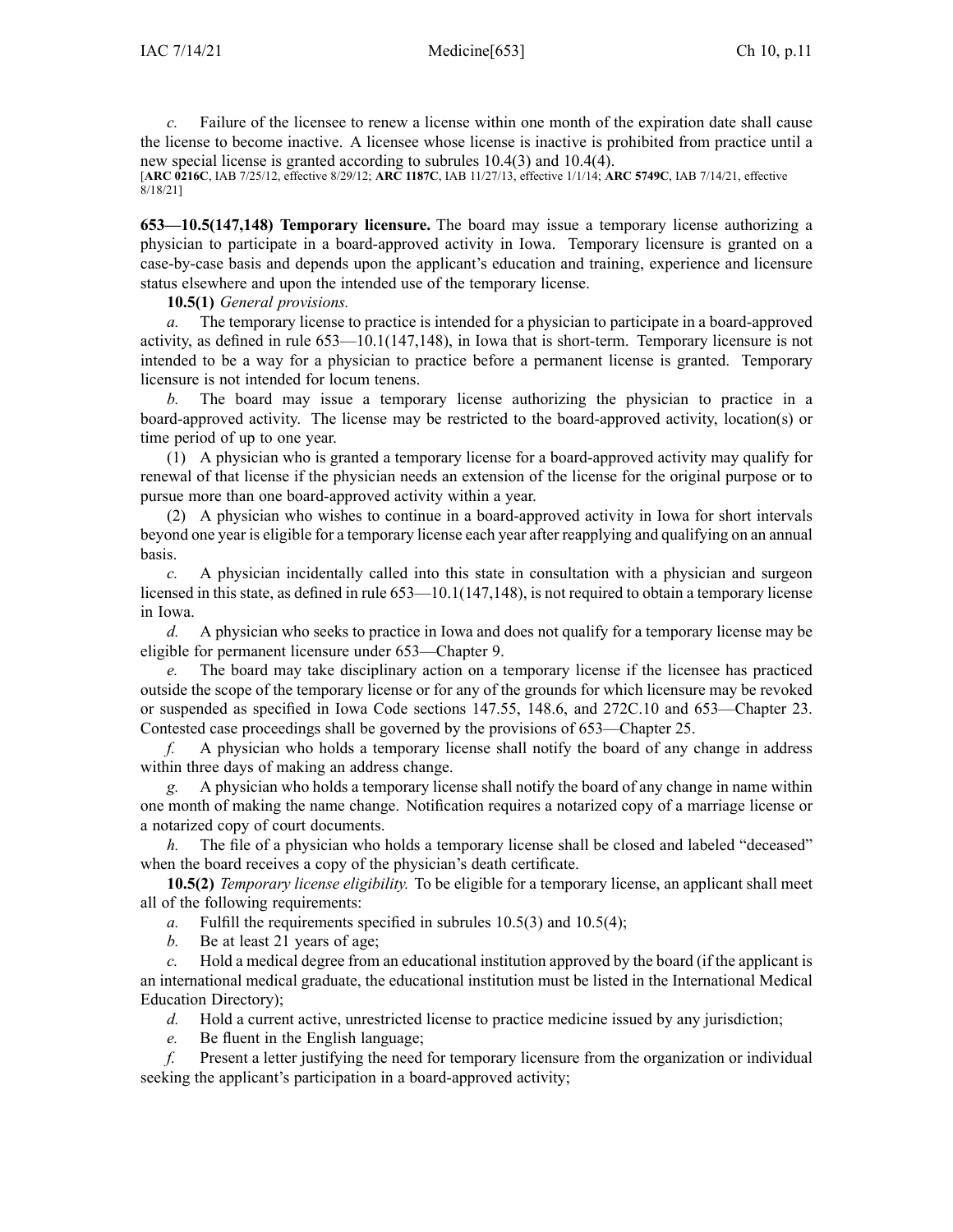*c.* Failure of the licensee to renew a license within one month of the expiration date shall cause the license to become inactive. A licensee whose license is inactive is prohibited from practice until a new special license is granted according to subrules 10.4(3) and 10.4(4).

[**ARC 0216C**, IAB 7/25/12, effective 8/29/12; **ARC 1187C**, IAB 11/27/13, effective 1/1/14; **ARC 5749C**, IAB 7/14/21, effective 8/18/21]

**653—10.5(147,148) Temporary licensure.** The board may issue a temporary license authorizing a physician to participate in a board-approved activity in Iowa. Temporary licensure is granted on a case-by-case basis and depends upon the applicant's education and training, experience and licensure status elsewhere and upon the intended use of the temporary license.

**10.5(1)** *General provisions.*

*a.* The temporary license to practice is intended for a physician to participate in a board-approved activity, as defined in rule 653—10.1(147,148), in Iowa that is short-term. Temporary licensure is not intended to be a way for a physician to practice before a permanent license is granted. Temporary licensure is not intended for locum tenens.

*b.* The board may issue a temporary license authorizing the physician to practice in a board-approved activity. The license may be restricted to the board-approved activity, location(s) or time period of up to one year.

(1) A physician who is granted a temporary license for a board-approved activity may qualify for renewal of that license if the physician needs an extension of the license for the original purpose or to pursue more than one board-approved activity within a year.

(2) A physician who wishes to continue in a board-approved activity in Iowa for short intervals beyond one year is eligible for a temporary license each year after reapplying and qualifying on an annual basis.

*c.* A physician incidentally called into this state in consultation with a physician and surgeon licensed in this state, as defined in rule 653—10.1(147,148), is not required to obtain a temporary license in Iowa.

*d.* A physician who seeks to practice in Iowa and does not qualify for a temporary license may be eligible for permanent licensure under 653—Chapter 9.

*e.* The board may take disciplinary action on a temporary license if the licensee has practiced outside the scope of the temporary license or for any of the grounds for which licensure may be revoked or suspended as specified in Iowa Code sections 147.55, 148.6, and 272C.10 and 653—Chapter 23. Contested case proceedings shall be governed by the provisions of 653—Chapter 25.

*f.* A physician who holds a temporary license shall notify the board of any change in address within three days of making an address change.

*g.* A physician who holds a temporary license shall notify the board of any change in name within one month of making the name change. Notification requires a notarized copy of a marriage license or a notarized copy of court documents.

*h.* The file of a physician who holds a temporary license shall be closed and labeled "deceased" when the board receives a copy of the physician's death certificate.

**10.5(2)** *Temporary license eligibility.* To be eligible for a temporary license, an applicant shall meet all of the following requirements:

*a.* Fulfill the requirements specified in subrules 10.5(3) and 10.5(4);

*b.* Be at least 21 years of age;

*c.* Hold a medical degree from an educational institution approved by the board (if the applicant is an international medical graduate, the educational institution must be listed in the International Medical Education Directory);

*d.* Hold a current active, unrestricted license to practice medicine issued by any jurisdiction;

*e.* Be fluent in the English language;

*f.* Present a letter justifying the need for temporary licensure from the organization or individual seeking the applicant's participation in a board-approved activity;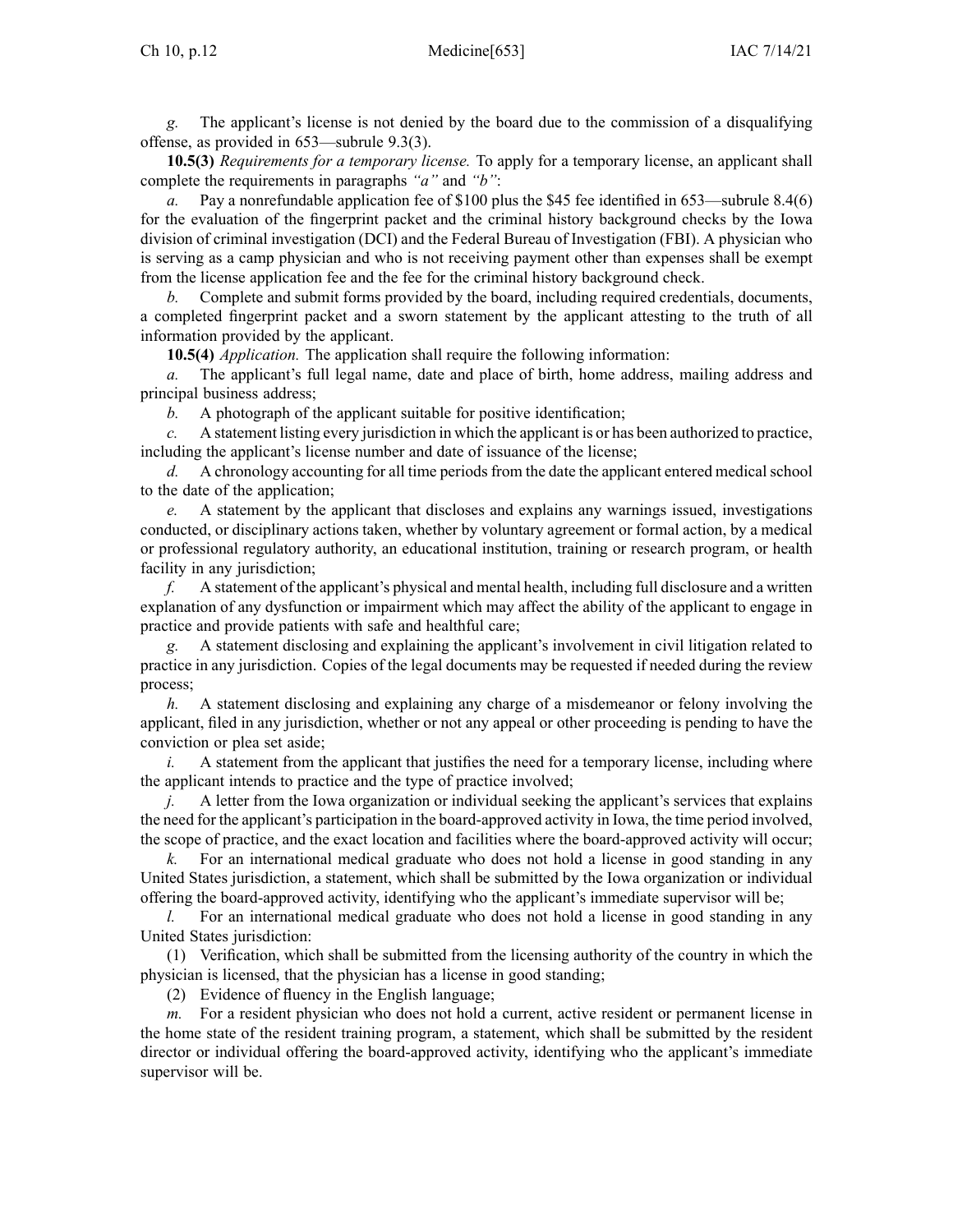*g.* The applicant's license is not denied by the board due to the commission of a disqualifying offense, as provided in 653—subrule 9.3(3).

**10.5(3)** *Requirements for a temporary license.* To apply for a temporary license, an applicant shall complete the requirements in paragraphs *"a"* and *"b"*:

*a.* Pay a nonrefundable application fee of $100 plus the $45 fee identified in 653—subrule 8.4(6) for the evaluation of the fingerprint packet and the criminal history background checks by the Iowa division of criminal investigation (DCI) and the Federal Bureau of Investigation (FBI). A physician who is serving as a camp physician and who is not receiving payment other than expenses shall be exempt from the license application fee and the fee for the criminal history background check.

*b.* Complete and submit forms provided by the board, including required credentials, documents, a completed fingerprint packet and a sworn statement by the applicant attesting to the truth of all information provided by the applicant.

**10.5(4)** *Application.* The application shall require the following information:

*a.* The applicant's full legal name, date and place of birth, home address, mailing address and principal business address;

*b.* A photograph of the applicant suitable for positive identification;

*c.* A statement listing every jurisdiction in which the applicant is or has been authorized to practice, including the applicant's license number and date of issuance of the license;

*d.* A chronology accounting for all time periods from the date the applicant entered medical school to the date of the application;

*e.* A statement by the applicant that discloses and explains any warnings issued, investigations conducted, or disciplinary actions taken, whether by voluntary agreement or formal action, by a medical or professional regulatory authority, an educational institution, training or research program, or health facility in any jurisdiction;

*f.* A statement of the applicant's physical and mental health, including full disclosure and a written explanation of any dysfunction or impairment which may affect the ability of the applicant to engage in practice and provide patients with safe and healthful care;

*g.* A statement disclosing and explaining the applicant's involvement in civil litigation related to practice in any jurisdiction. Copies of the legal documents may be requested if needed during the review process;

*h.* A statement disclosing and explaining any charge of a misdemeanor or felony involving the applicant, filed in any jurisdiction, whether or not any appeal or other proceeding is pending to have the conviction or plea set aside;

*i.* A statement from the applicant that justifies the need for a temporary license, including where the applicant intends to practice and the type of practice involved;

*j.* A letter from the Iowa organization or individual seeking the applicant's services that explains the need for the applicant's participation in the board-approved activity in Iowa, the time period involved, the scope of practice, and the exact location and facilities where the board-approved activity will occur;

*k.* For an international medical graduate who does not hold a license in good standing in any United States jurisdiction, a statement, which shall be submitted by the Iowa organization or individual offering the board-approved activity, identifying who the applicant's immediate supervisor will be;

*l.* For an international medical graduate who does not hold a license in good standing in any United States jurisdiction:

(1) Verification, which shall be submitted from the licensing authority of the country in which the physician is licensed, that the physician has a license in good standing;

(2) Evidence of fluency in the English language;

*m.* For a resident physician who does not hold a current, active resident or permanent license in the home state of the resident training program, a statement, which shall be submitted by the resident director or individual offering the board-approved activity, identifying who the applicant's immediate supervisor will be.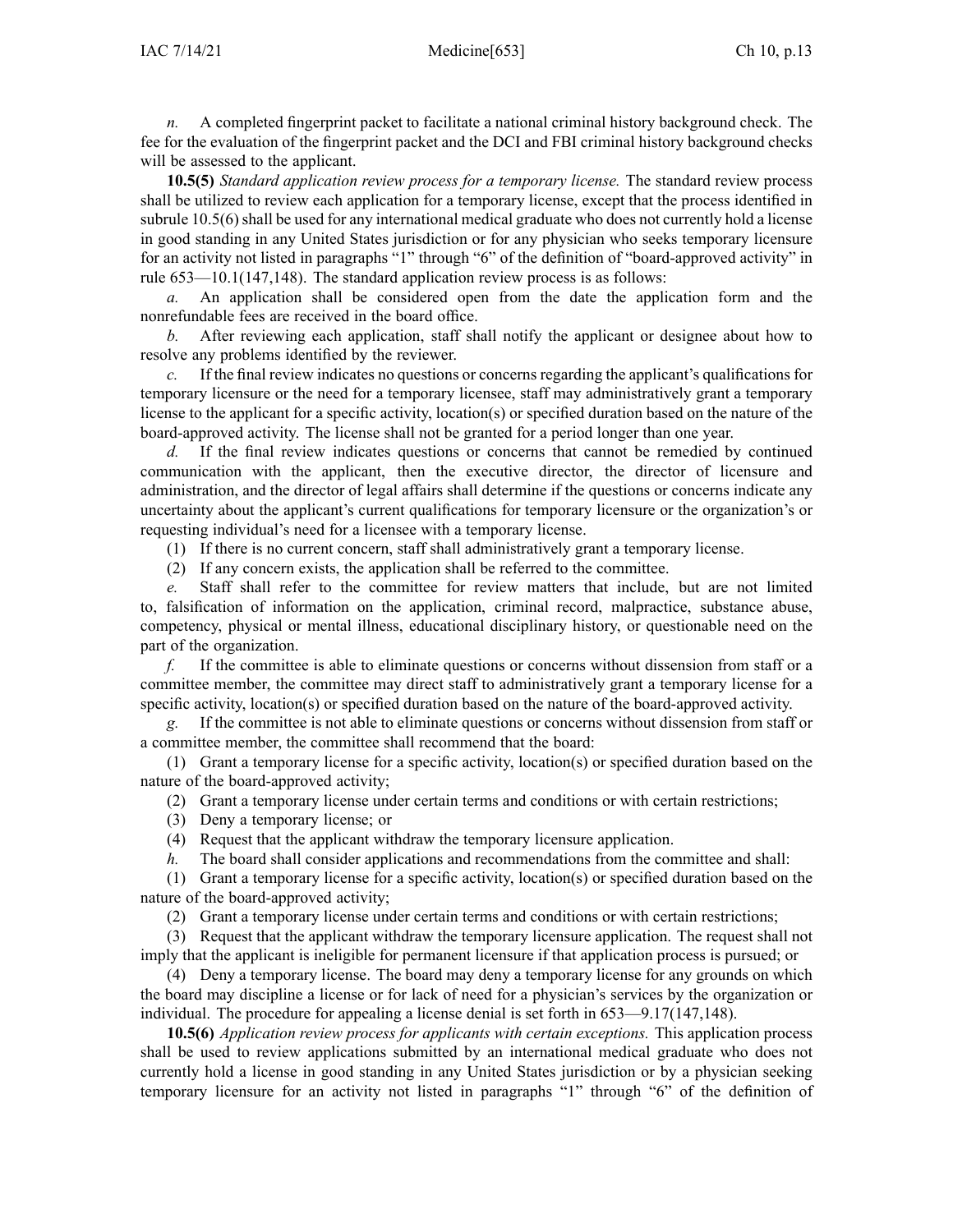*n.* A completed fingerprint packet to facilitate a national criminal history background check. The fee for the evaluation of the fingerprint packet and the DCI and FBI criminal history background checks will be assessed to the applicant.

**10.5(5)** *Standard application review process for a temporary license.* The standard review process shall be utilized to review each application for a temporary license, except that the process identified in subrule 10.5(6) shall be used for any international medical graduate who does not currently hold a license in good standing in any United States jurisdiction or for any physician who seeks temporary licensure for an activity not listed in paragraphs "1" through "6" of the definition of "board-approved activity" in rule 653—10.1(147,148). The standard application review process is as follows:

*a.* An application shall be considered open from the date the application form and the nonrefundable fees are received in the board office.

*b.* After reviewing each application, staff shall notify the applicant or designee about how to resolve any problems identified by the reviewer.

*c.* If the final review indicates no questions or concerns regarding the applicant's qualifications for temporary licensure or the need for a temporary licensee, staff may administratively grant a temporary license to the applicant for a specific activity, location(s) or specified duration based on the nature of the board-approved activity. The license shall not be granted for a period longer than one year.

*d.* If the final review indicates questions or concerns that cannot be remedied by continued communication with the applicant, then the executive director, the director of licensure and administration, and the director of legal affairs shall determine if the questions or concerns indicate any uncertainty about the applicant's current qualifications for temporary licensure or the organization's or requesting individual's need for a licensee with a temporary license.

(1) If there is no current concern, staff shall administratively grant a temporary license.

(2) If any concern exists, the application shall be referred to the committee.

*e.* Staff shall refer to the committee for review matters that include, but are not limited to, falsification of information on the application, criminal record, malpractice, substance abuse, competency, physical or mental illness, educational disciplinary history, or questionable need on the part of the organization.

*f.* If the committee is able to eliminate questions or concerns without dissension from staff or a committee member, the committee may direct staff to administratively grant a temporary license for a specific activity, location(s) or specified duration based on the nature of the board-approved activity.

*g.* If the committee is not able to eliminate questions or concerns without dissension from staff or a committee member, the committee shall recommend that the board:

(1) Grant a temporary license for a specific activity, location(s) or specified duration based on the nature of the board-approved activity;

(2) Grant a temporary license under certain terms and conditions or with certain restrictions;

(3) Deny a temporary license; or

(4) Request that the applicant withdraw the temporary licensure application.

*h.* The board shall consider applications and recommendations from the committee and shall:

(1) Grant a temporary license for a specific activity, location(s) or specified duration based on the nature of the board-approved activity;

(2) Grant a temporary license under certain terms and conditions or with certain restrictions;

(3) Request that the applicant withdraw the temporary licensure application. The request shall not imply that the applicant is ineligible for permanent licensure if that application process is pursued; or

(4) Deny a temporary license. The board may deny a temporary license for any grounds on which the board may discipline a license or for lack of need for a physician's services by the organization or individual. The procedure for appealing a license denial is set forth in 653—9.17(147,148).

**10.5(6)** *Application review process for applicants with certain exceptions.* This application process shall be used to review applications submitted by an international medical graduate who does not currently hold a license in good standing in any United States jurisdiction or by a physician seeking temporary licensure for an activity not listed in paragraphs "1" through "6" of the definition of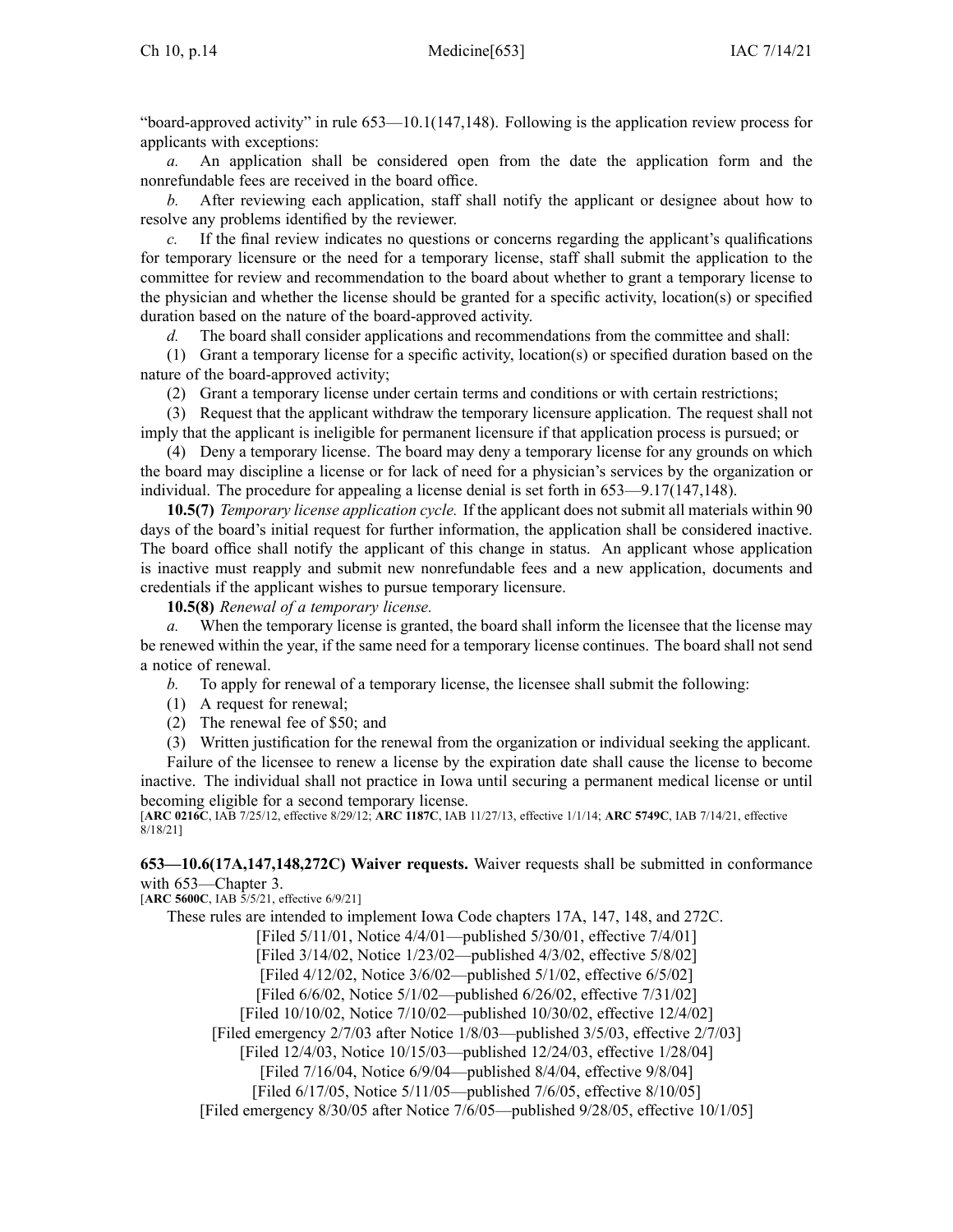"board-approved activity" in rule 653—10.1(147,148). Following is the application review process for applicants with exceptions:

*a.* An application shall be considered open from the date the application form and the nonrefundable fees are received in the board office.

*b.* After reviewing each application, staff shall notify the applicant or designee about how to resolve any problems identified by the reviewer.

*c.* If the final review indicates no questions or concerns regarding the applicant's qualifications for temporary licensure or the need for a temporary license, staff shall submit the application to the committee for review and recommendation to the board about whether to grant a temporary license to the physician and whether the license should be granted for a specific activity, location(s) or specified duration based on the nature of the board-approved activity.

*d.* The board shall consider applications and recommendations from the committee and shall:

(1) Grant a temporary license for a specific activity, location(s) or specified duration based on the nature of the board-approved activity;

(2) Grant a temporary license under certain terms and conditions or with certain restrictions;

(3) Request that the applicant withdraw the temporary licensure application. The request shall not imply that the applicant is ineligible for permanent licensure if that application process is pursued; or

(4) Deny a temporary license. The board may deny a temporary license for any grounds on which the board may discipline a license or for lack of need for a physician's services by the organization or individual. The procedure for appealing a license denial is set forth in 653—9.17(147,148).

**10.5(7)** *Temporary license application cycle.* If the applicant does not submit all materials within 90 days of the board's initial request for further information, the application shall be considered inactive. The board office shall notify the applicant of this change in status. An applicant whose application is inactive must reapply and submit new nonrefundable fees and a new application, documents and credentials if the applicant wishes to pursue temporary licensure.

**10.5(8)** *Renewal of a temporary license.*

*a.* When the temporary license is granted, the board shall inform the licensee that the license may be renewed within the year, if the same need for a temporary license continues. The board shall not send a notice of renewal.

*b.* To apply for renewal of a temporary license, the licensee shall submit the following:

(1) A request for renewal;

(2) The renewal fee of $50; and

(3) Written justification for the renewal from the organization or individual seeking the applicant.

Failure of the licensee to renew a license by the expiration date shall cause the license to become inactive. The individual shall not practice in Iowa until securing a permanent medical license or until becoming eligible for a second temporary license.

[**ARC 0216C**, IAB 7/25/12, effective 8/29/12; **ARC 1187C**, IAB 11/27/13, effective 1/1/14; **ARC 5749C**, IAB 7/14/21, effective 8/18/21]

**653—10.6(17A,147,148,272C) Waiver requests.** Waiver requests shall be submitted in conformance with 653—Chapter 3.

[**ARC 5600C**, IAB 5/5/21, effective 6/9/21]

These rules are intended to implement Iowa Code chapters 17A, 147, 148, and 272C.

[Filed 5/11/01, Notice 4/4/01—published 5/30/01, effective 7/4/01]

[Filed 3/14/02, Notice 1/23/02—published 4/3/02, effective 5/8/02]

[Filed 4/12/02, Notice 3/6/02—published 5/1/02, effective 6/5/02]

[Filed 6/6/02, Notice 5/1/02—published 6/26/02, effective 7/31/02]

[Filed 10/10/02, Notice 7/10/02—published 10/30/02, effective 12/4/02]

[Filed emergency 2/7/03 after Notice 1/8/03—published 3/5/03, effective 2/7/03]

[Filed 12/4/03, Notice 10/15/03—published 12/24/03, effective 1/28/04]

[Filed 7/16/04, Notice 6/9/04—published 8/4/04, effective 9/8/04]

[Filed 6/17/05, Notice 5/11/05—published 7/6/05, effective 8/10/05]

[Filed emergency 8/30/05 after Notice 7/6/05—published 9/28/05, effective 10/1/05]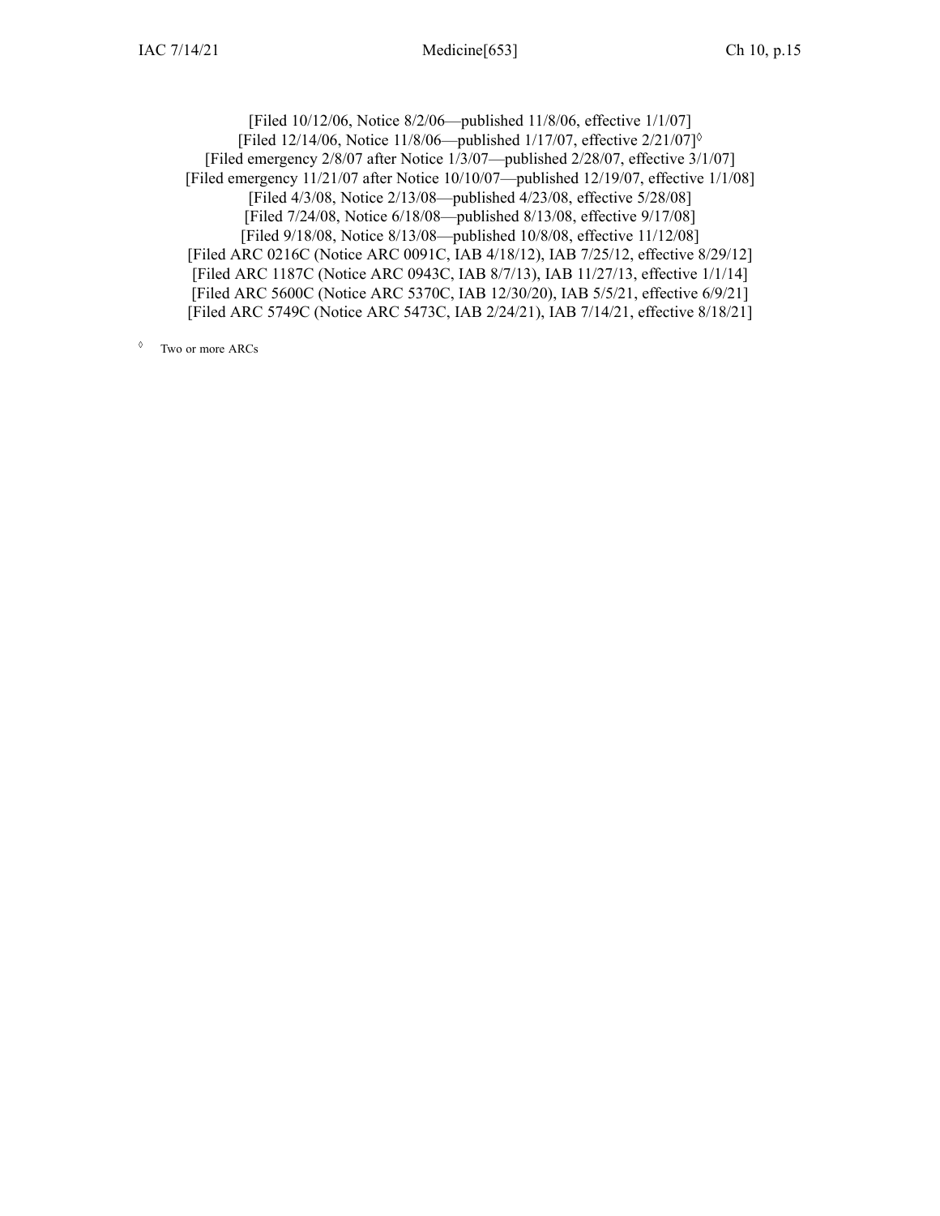[Filed 10/12/06, Notice 8/2/06—published 11/8/06, effective 1/1/07]
[Filed 12/14/06, Notice 11/8/06—published 1/17/07, effective 2/21/07]◊
[Filed emergency 2/8/07 after Notice 1/3/07—published 2/28/07, effective 3/1/07]
[Filed emergency 11/21/07 after Notice 10/10/07—published 12/19/07, effective 1/1/08]
[Filed 4/3/08, Notice 2/13/08—published 4/23/08, effective 5/28/08]
[Filed 7/24/08, Notice 6/18/08—published 8/13/08, effective 9/17/08]
[Filed 9/18/08, Notice 8/13/08—published 10/8/08, effective 11/12/08]
[Filed ARC 0216C (Notice ARC 0091C, IAB 4/18/12), IAB 7/25/12, effective 8/29/12]
[Filed ARC 1187C (Notice ARC 0943C, IAB 8/7/13), IAB 11/27/13, effective 1/1/14]
[Filed ARC 5600C (Notice ARC 5370C, IAB 12/30/20), IAB 5/5/21, effective 6/9/21]
[Filed ARC 5749C (Notice ARC 5473C, IAB 2/24/21), IAB 7/14/21, effective 8/18/21]

◊ Two or more ARCs